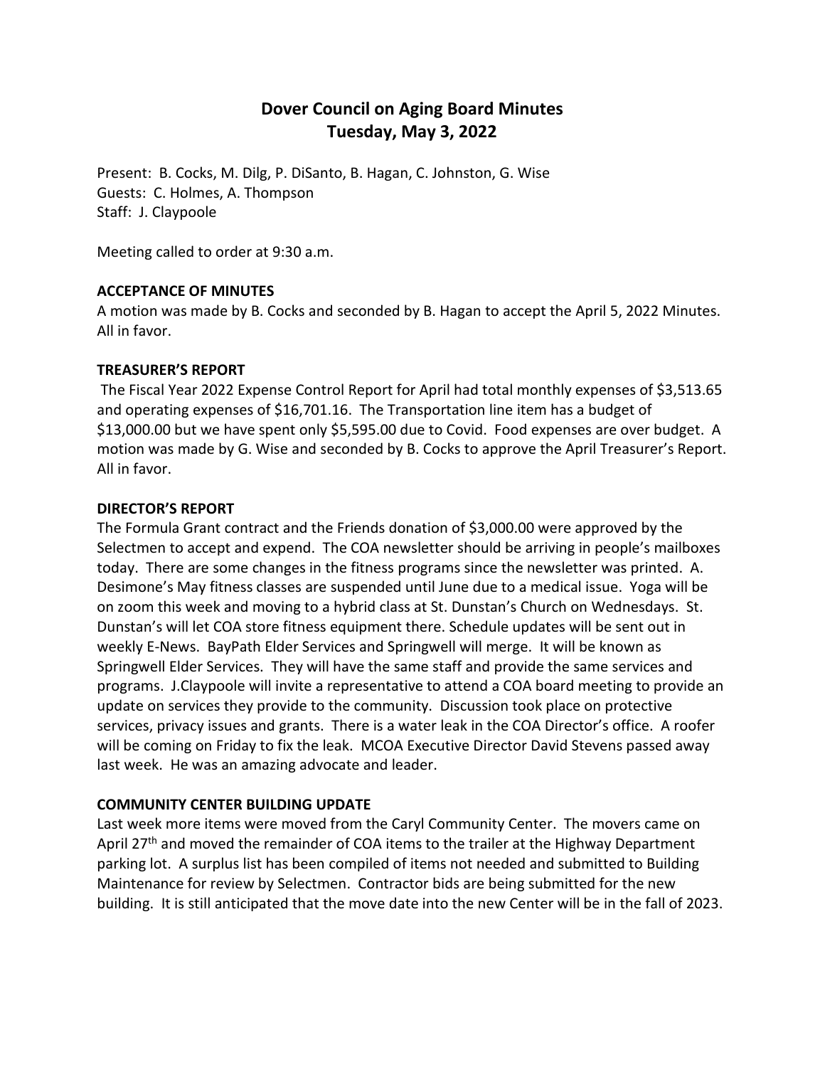# Dover Council on Aging Board Minutes
## Tuesday, May 3, 2022

Present: B. Cocks, M. Dilg, P. DiSanto, B. Hagan, C. Johnston, G. Wise
Guests: C. Holmes, A. Thompson
Staff: J. Claypoole

Meeting called to order at 9:30 a.m.

**ACCEPTANCE OF MINUTES**

A motion was made by B. Cocks and seconded by B. Hagan to accept the April 5, 2022 Minutes. All in favor.

**TREASURER'S REPORT**

The Fiscal Year 2022 Expense Control Report for April had total monthly expenses of $3,513.65 and operating expenses of $16,701.16. The Transportation line item has a budget of $13,000.00 but we have spent only $5,595.00 due to Covid. Food expenses are over budget. A motion was made by G. Wise and seconded by B. Cocks to approve the April Treasurer's Report. All in favor.

**DIRECTOR'S REPORT**

The Formula Grant contract and the Friends donation of $3,000.00 were approved by the Selectmen to accept and expend. The COA newsletter should be arriving in people's mailboxes today. There are some changes in the fitness programs since the newsletter was printed. A. Desimone's May fitness classes are suspended until June due to a medical issue. Yoga will be on zoom this week and moving to a hybrid class at St. Dunstan's Church on Wednesdays. St. Dunstan's will let COA store fitness equipment there. Schedule updates will be sent out in weekly E-News. BayPath Elder Services and Springwell will merge. It will be known as Springwell Elder Services. They will have the same staff and provide the same services and programs. J.Claypoole will invite a representative to attend a COA board meeting to provide an update on services they provide to the community. Discussion took place on protective services, privacy issues and grants. There is a water leak in the COA Director's office. A roofer will be coming on Friday to fix the leak. MCOA Executive Director David Stevens passed away last week. He was an amazing advocate and leader.

**COMMUNITY CENTER BUILDING UPDATE**

Last week more items were moved from the Caryl Community Center. The movers came on April 27th and moved the remainder of COA items to the trailer at the Highway Department parking lot. A surplus list has been compiled of items not needed and submitted to Building Maintenance for review by Selectmen. Contractor bids are being submitted for the new building. It is still anticipated that the move date into the new Center will be in the fall of 2023.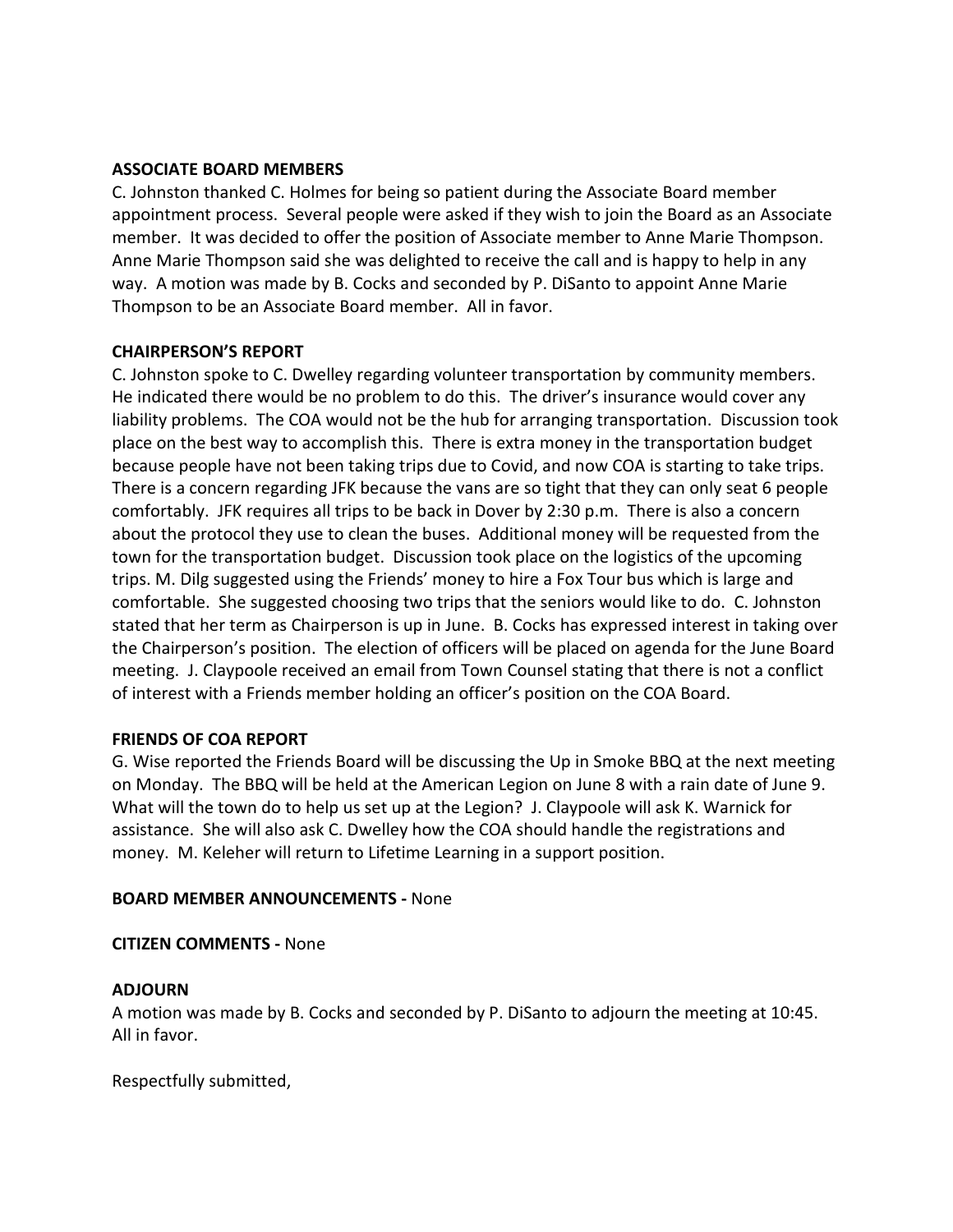**ASSOCIATE BOARD MEMBERS**
C. Johnston thanked C. Holmes for being so patient during the Associate Board member appointment process. Several people were asked if they wish to join the Board as an Associate member. It was decided to offer the position of Associate member to Anne Marie Thompson. Anne Marie Thompson said she was delighted to receive the call and is happy to help in any way. A motion was made by B. Cocks and seconded by P. DiSanto to appoint Anne Marie Thompson to be an Associate Board member. All in favor.

**CHAIRPERSON'S REPORT**
C. Johnston spoke to C. Dwelley regarding volunteer transportation by community members. He indicated there would be no problem to do this. The driver's insurance would cover any liability problems. The COA would not be the hub for arranging transportation. Discussion took place on the best way to accomplish this. There is extra money in the transportation budget because people have not been taking trips due to Covid, and now COA is starting to take trips. There is a concern regarding JFK because the vans are so tight that they can only seat 6 people comfortably. JFK requires all trips to be back in Dover by 2:30 p.m. There is also a concern about the protocol they use to clean the buses. Additional money will be requested from the town for the transportation budget. Discussion took place on the logistics of the upcoming trips. M. Dilg suggested using the Friends' money to hire a Fox Tour bus which is large and comfortable. She suggested choosing two trips that the seniors would like to do. C. Johnston stated that her term as Chairperson is up in June. B. Cocks has expressed interest in taking over the Chairperson's position. The election of officers will be placed on agenda for the June Board meeting. J. Claypoole received an email from Town Counsel stating that there is not a conflict of interest with a Friends member holding an officer's position on the COA Board.

**FRIENDS OF COA REPORT**
G. Wise reported the Friends Board will be discussing the Up in Smoke BBQ at the next meeting on Monday. The BBQ will be held at the American Legion on June 8 with a rain date of June 9. What will the town do to help us set up at the Legion? J. Claypoole will ask K. Warnick for assistance. She will also ask C. Dwelley how the COA should handle the registrations and money. M. Keleher will return to Lifetime Learning in a support position.

**BOARD MEMBER ANNOUNCEMENTS -** None

**CITIZEN COMMENTS -** None

**ADJOURN**
A motion was made by B. Cocks and seconded by P. DiSanto to adjourn the meeting at 10:45. All in favor.

Respectfully submitted,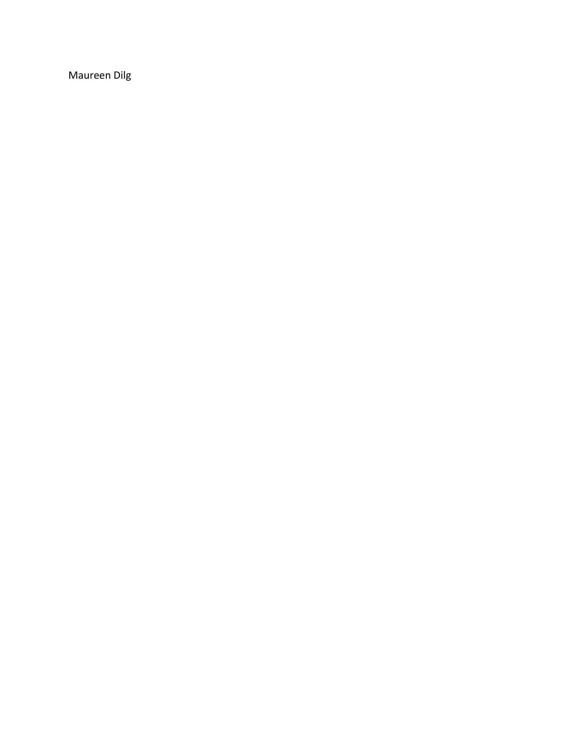Maureen Dilg